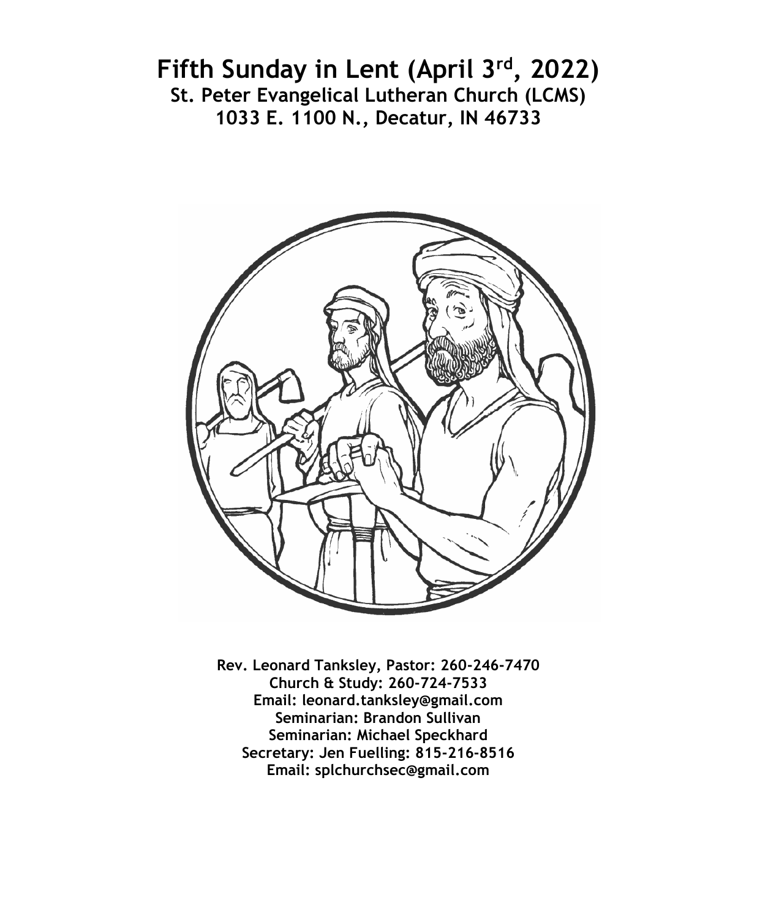# Fifth Sunday in Lent (April 3rd, 2022)

**St. Peter Evangelical Lutheran Church (LCMS)**
**1033 E. 1100 N., Decatur, IN 46733**

**Rev. Leonard Tanksley, Pastor: 260-246-7470**
**Church & Study: 260-724-7533**
**Email: leonard.tanksley@gmail.com**
**Seminarian: Brandon Sullivan**
**Seminarian: Michael Speckhard**
**Secretary: Jen Fuelling: 815-216-8516**
**Email: splchurchsec@gmail.com**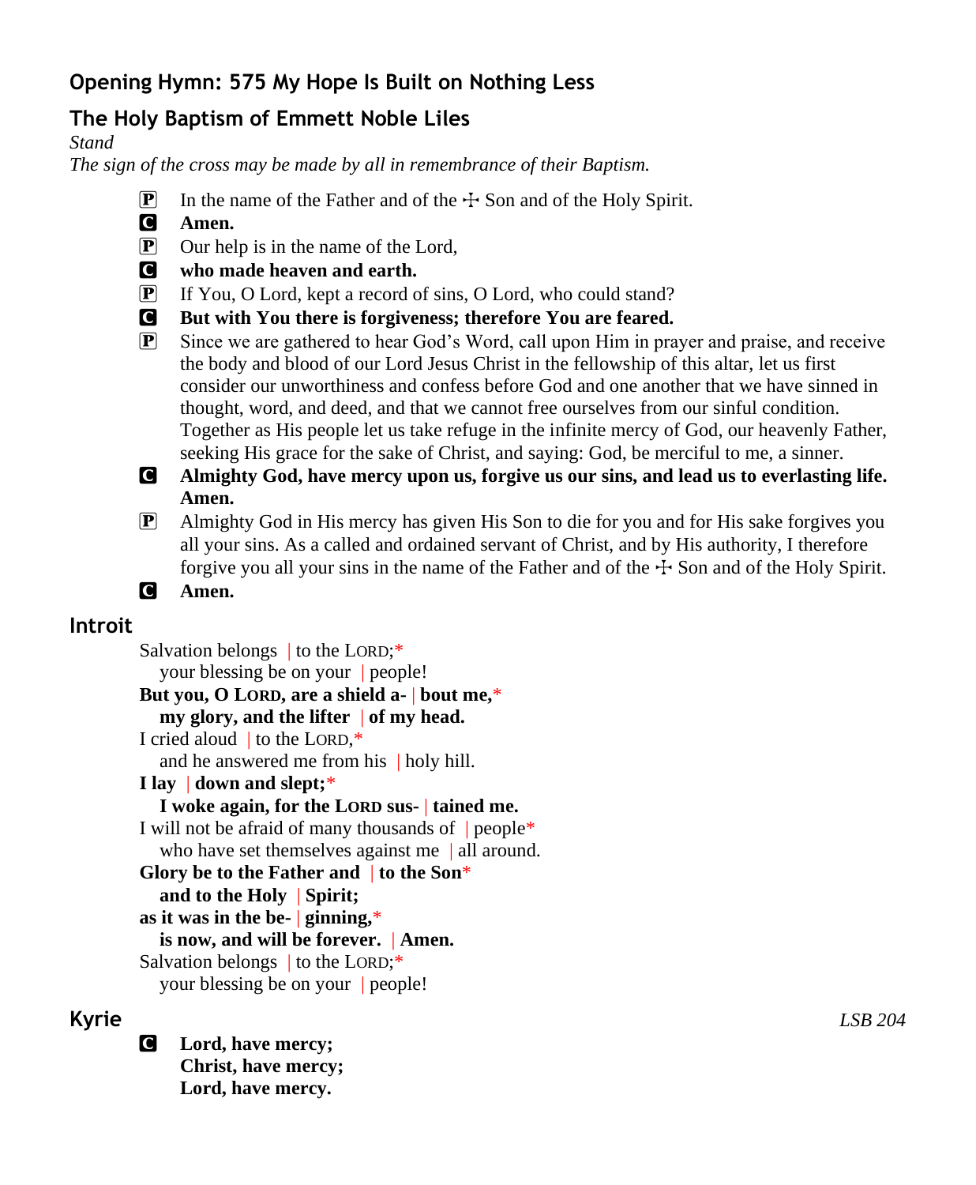## Opening Hymn: 575 My Hope Is Built on Nothing Less

## The Holy Baptism of Emmett Noble Liles

*Stand*

*The sign of the cross may be made by all in remembrance of their Baptism.*

P In the name of the Father and of the ☩ Son and of the Holy Spirit.

C **Amen.**

P Our help is in the name of the Lord,

C **who made heaven and earth.**

P If You, O Lord, kept a record of sins, O Lord, who could stand?

C **But with You there is forgiveness; therefore You are feared.**

P Since we are gathered to hear God's Word, call upon Him in prayer and praise, and receive the body and blood of our Lord Jesus Christ in the fellowship of this altar, let us first consider our unworthiness and confess before God and one another that we have sinned in thought, word, and deed, and that we cannot free ourselves from our sinful condition. Together as His people let us take refuge in the infinite mercy of God, our heavenly Father, seeking His grace for the sake of Christ, and saying: God, be merciful to me, a sinner.

C **Almighty God, have mercy upon us, forgive us our sins, and lead us to everlasting life. Amen.**

P Almighty God in His mercy has given His Son to die for you and for His sake forgives you all your sins. As a called and ordained servant of Christ, and by His authority, I therefore forgive you all your sins in the name of the Father and of the ☩ Son and of the Holy Spirit.

C **Amen.**

## Introit

Salvation belongs | to the LORD;*
your blessing be on your | people!

**But you, O LORD, are a shield a- | bout me,***
**my glory, and the lifter | of my head.**

I cried aloud | to the LORD,*
and he answered me from his | holy hill.

**I lay | down and slept;***
**I woke again, for the LORD sus- | tained me.**

I will not be afraid of many thousands of | people*
who have set themselves against me | all around.

**Glory be to the Father and | to the Son***
**and to the Holy | Spirit;**
**as it was in the be- | ginning,***
**is now, and will be forever. | Amen.**

Salvation belongs | to the LORD;*
your blessing be on your | people!

## Kyrie

*LSB 204*

C **Lord, have mercy;**
**Christ, have mercy;**
**Lord, have mercy.**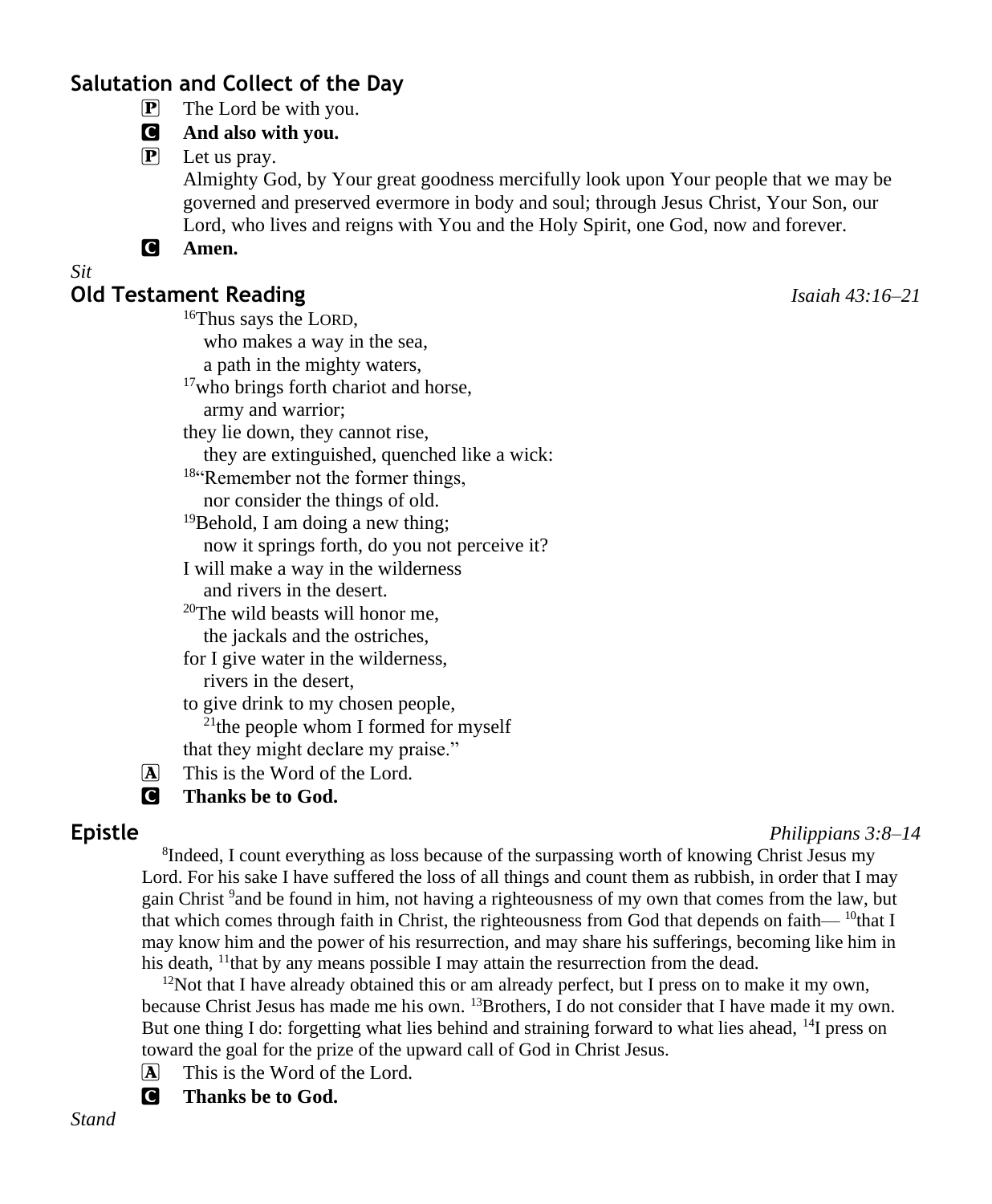## Salutation and Collect of the Day

P The Lord be with you.

C **And also with you.**

P Let us pray.
Almighty God, by Your great goodness mercifully look upon Your people that we may be governed and preserved evermore in body and soul; through Jesus Christ, Your Son, our Lord, who lives and reigns with You and the Holy Spirit, one God, now and forever.

C **Amen.**

*Sit*

## Old Testament Reading *Isaiah 43:16–21*

[16]Thus says the LORD,
who makes a way in the sea,
a path in the mighty waters,
[17]who brings forth chariot and horse,
army and warrior;
they lie down, they cannot rise,
they are extinguished, quenched like a wick:
[18]"Remember not the former things,
nor consider the things of old.
[19]Behold, I am doing a new thing;
now it springs forth, do you not perceive it?
I will make a way in the wilderness
and rivers in the desert.
[20]The wild beasts will honor me,
the jackals and the ostriches,
for I give water in the wilderness,
rivers in the desert,
to give drink to my chosen people,
[21]the people whom I formed for myself
that they might declare my praise."

A This is the Word of the Lord.

C **Thanks be to God.**

## Epistle *Philippians 3:8–14*

[8]Indeed, I count everything as loss because of the surpassing worth of knowing Christ Jesus my Lord. For his sake I have suffered the loss of all things and count them as rubbish, in order that I may gain Christ [9]and be found in him, not having a righteousness of my own that comes from the law, but that which comes through faith in Christ, the righteousness from God that depends on faith— [10]that I may know him and the power of his resurrection, and may share his sufferings, becoming like him in his death, [11]that by any means possible I may attain the resurrection from the dead.

[12]Not that I have already obtained this or am already perfect, but I press on to make it my own, because Christ Jesus has made me his own. [13]Brothers, I do not consider that I have made it my own. But one thing I do: forgetting what lies behind and straining forward to what lies ahead, [14]I press on toward the goal for the prize of the upward call of God in Christ Jesus.

A This is the Word of the Lord.

C **Thanks be to God.**

*Stand*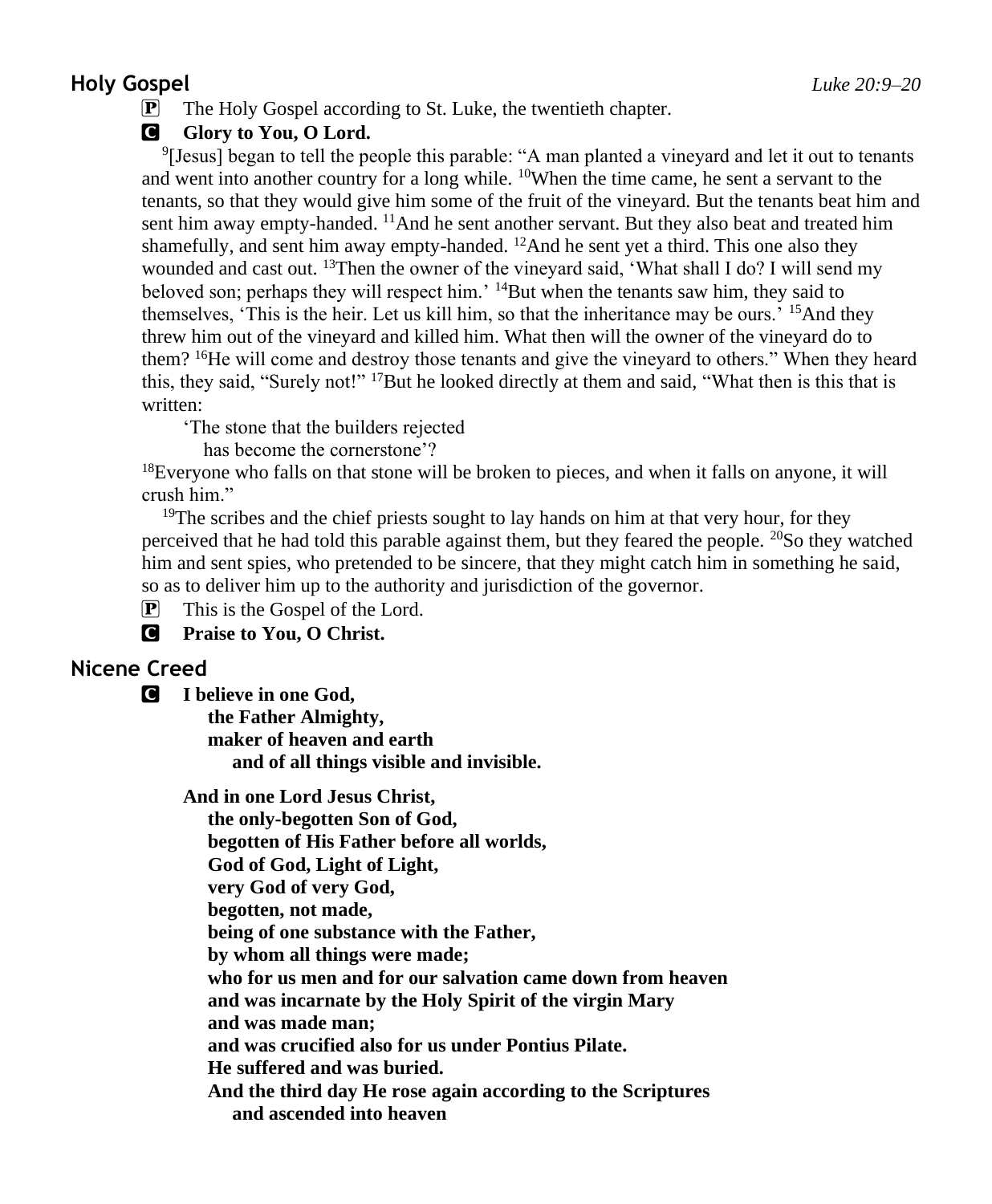## Holy Gospel

*Luke 20:9–20*

P The Holy Gospel according to St. Luke, the twentieth chapter.

C **Glory to You, O Lord.**

[9][Jesus] began to tell the people this parable: "A man planted a vineyard and let it out to tenants and went into another country for a long while. [10]When the time came, he sent a servant to the tenants, so that they would give him some of the fruit of the vineyard. But the tenants beat him and sent him away empty-handed. [11]And he sent another servant. But they also beat and treated him shamefully, and sent him away empty-handed. [12]And he sent yet a third. This one also they wounded and cast out. [13]Then the owner of the vineyard said, 'What shall I do? I will send my beloved son; perhaps they will respect him.' [14]But when the tenants saw him, they said to themselves, 'This is the heir. Let us kill him, so that the inheritance may be ours.' [15]And they threw him out of the vineyard and killed him. What then will the owner of the vineyard do to them? [16]He will come and destroy those tenants and give the vineyard to others." When they heard this, they said, "Surely not!" [17]But he looked directly at them and said, "What then is this that is written:

'The stone that the builders rejected
has become the cornerstone'?

[18]Everyone who falls on that stone will be broken to pieces, and when it falls on anyone, it will crush him."

[19]The scribes and the chief priests sought to lay hands on him at that very hour, for they perceived that he had told this parable against them, but they feared the people. [20]So they watched him and sent spies, who pretended to be sincere, that they might catch him in something he said, so as to deliver him up to the authority and jurisdiction of the governor.

P This is the Gospel of the Lord.

C **Praise to You, O Christ.**

## Nicene Creed

C **I believe in one God,**
**the Father Almighty,**
**maker of heaven and earth**
**and of all things visible and invisible.**

**And in one Lord Jesus Christ,**
**the only-begotten Son of God,**
**begotten of His Father before all worlds,**
**God of God, Light of Light,**
**very God of very God,**
**begotten, not made,**
**being of one substance with the Father,**
**by whom all things were made;**
**who for us men and for our salvation came down from heaven**
**and was incarnate by the Holy Spirit of the virgin Mary**
**and was made man;**
**and was crucified also for us under Pontius Pilate.**
**He suffered and was buried.**
**And the third day He rose again according to the Scriptures**
**and ascended into heaven**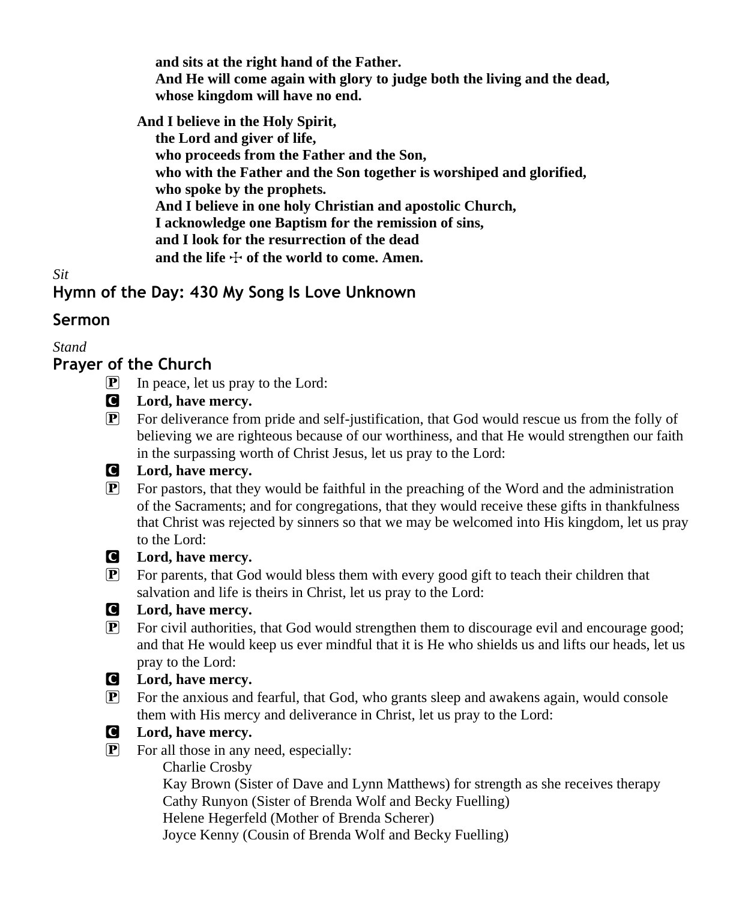**and sits at the right hand of the Father.**
**And He will come again with glory to judge both the living and the dead,**
**whose kingdom will have no end.**

**And I believe in the Holy Spirit,**
**the Lord and giver of life,**
**who proceeds from the Father and the Son,**
**who with the Father and the Son together is worshiped and glorified,**
**who spoke by the prophets.**
**And I believe in one holy Christian and apostolic Church,**
**I acknowledge one Baptism for the remission of sins,**
**and I look for the resurrection of the dead**
**and the life ☩ of the world to come. Amen.**

*Sit*

## Hymn of the Day: 430 My Song Is Love Unknown

## Sermon

*Stand*

## Prayer of the Church

P In peace, let us pray to the Lord:

C **Lord, have mercy.**

P For deliverance from pride and self-justification, that God would rescue us from the folly of believing we are righteous because of our worthiness, and that He would strengthen our faith in the surpassing worth of Christ Jesus, let us pray to the Lord:

C **Lord, have mercy.**

P For pastors, that they would be faithful in the preaching of the Word and the administration of the Sacraments; and for congregations, that they would receive these gifts in thankfulness that Christ was rejected by sinners so that we may be welcomed into His kingdom, let us pray to the Lord:

C **Lord, have mercy.**

P For parents, that God would bless them with every good gift to teach their children that salvation and life is theirs in Christ, let us pray to the Lord:

C **Lord, have mercy.**

P For civil authorities, that God would strengthen them to discourage evil and encourage good; and that He would keep us ever mindful that it is He who shields us and lifts our heads, let us pray to the Lord:

C **Lord, have mercy.**

P For the anxious and fearful, that God, who grants sleep and awakens again, would console them with His mercy and deliverance in Christ, let us pray to the Lord:

C **Lord, have mercy.**

P For all those in any need, especially:

Charlie Crosby
Kay Brown (Sister of Dave and Lynn Matthews) for strength as she receives therapy
Cathy Runyon (Sister of Brenda Wolf and Becky Fuelling)
Helene Hegerfeld (Mother of Brenda Scherer)
Joyce Kenny (Cousin of Brenda Wolf and Becky Fuelling)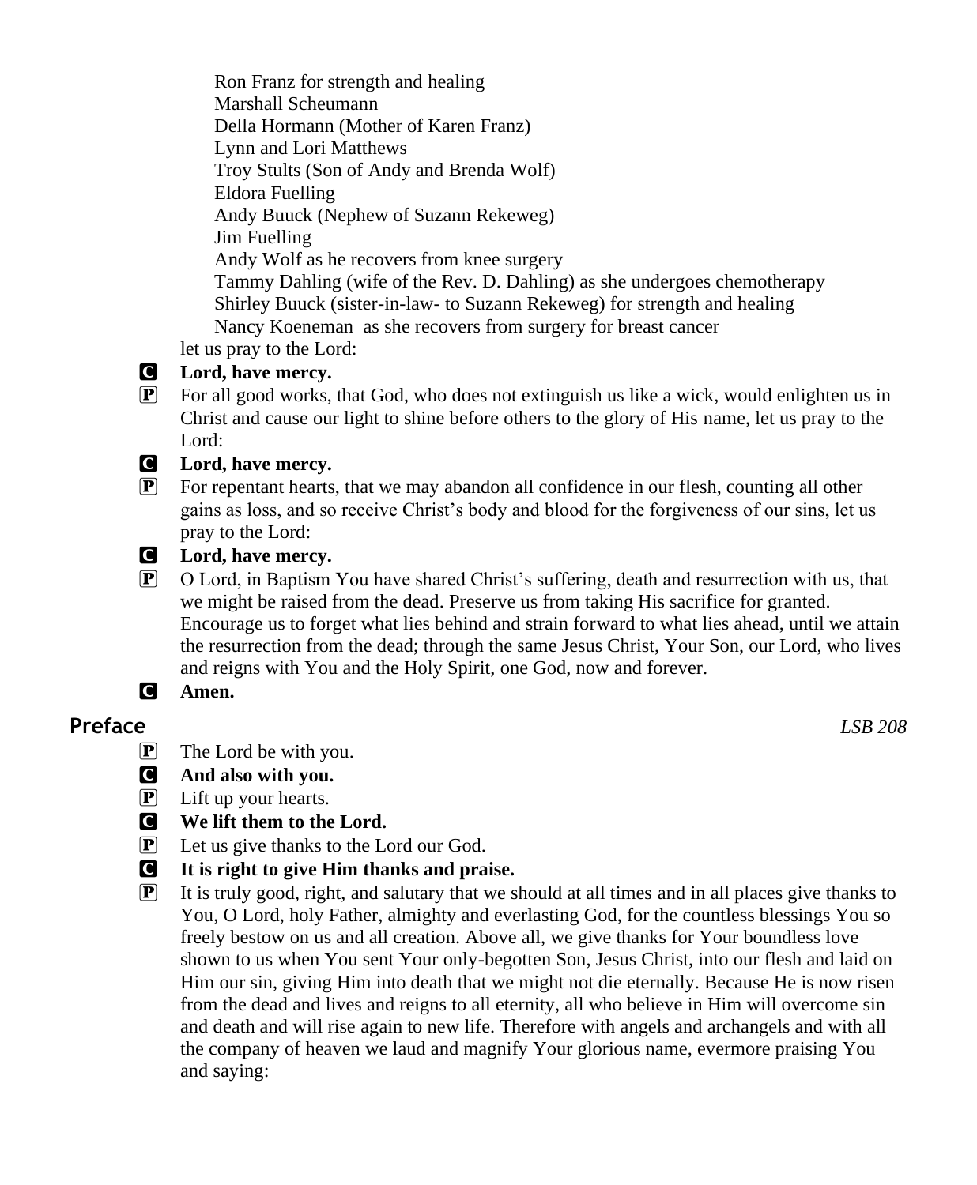Ron Franz for strength and healing
Marshall Scheumann
Della Hormann (Mother of Karen Franz)
Lynn and Lori Matthews
Troy Stults (Son of Andy and Brenda Wolf)
Eldora Fuelling
Andy Buuck (Nephew of Suzann Rekeweg)
Jim Fuelling
Andy Wolf as he recovers from knee surgery
Tammy Dahling (wife of the Rev. D. Dahling) as she undergoes chemotherapy
Shirley Buuck (sister-in-law- to Suzann Rekeweg) for strength and healing
Nancy Koeneman as she recovers from surgery for breast cancer

let us pray to the Lord:

C **Lord, have mercy.**

P For all good works, that God, who does not extinguish us like a wick, would enlighten us in Christ and cause our light to shine before others to the glory of His name, let us pray to the Lord:

C **Lord, have mercy.**

P For repentant hearts, that we may abandon all confidence in our flesh, counting all other gains as loss, and so receive Christ's body and blood for the forgiveness of our sins, let us pray to the Lord:

C **Lord, have mercy.**

P O Lord, in Baptism You have shared Christ's suffering, death and resurrection with us, that we might be raised from the dead. Preserve us from taking His sacrifice for granted. Encourage us to forget what lies behind and strain forward to what lies ahead, until we attain the resurrection from the dead; through the same Jesus Christ, Your Son, our Lord, who lives and reigns with You and the Holy Spirit, one God, now and forever.

C **Amen.**

## Preface

*LSB 208*

P The Lord be with you.

C **And also with you.**

P Lift up your hearts.

C **We lift them to the Lord.**

P Let us give thanks to the Lord our God.

C **It is right to give Him thanks and praise.**

P It is truly good, right, and salutary that we should at all times and in all places give thanks to You, O Lord, holy Father, almighty and everlasting God, for the countless blessings You so freely bestow on us and all creation. Above all, we give thanks for Your boundless love shown to us when You sent Your only-begotten Son, Jesus Christ, into our flesh and laid on Him our sin, giving Him into death that we might not die eternally. Because He is now risen from the dead and lives and reigns to all eternity, all who believe in Him will overcome sin and death and will rise again to new life. Therefore with angels and archangels and with all the company of heaven we laud and magnify Your glorious name, evermore praising You and saying: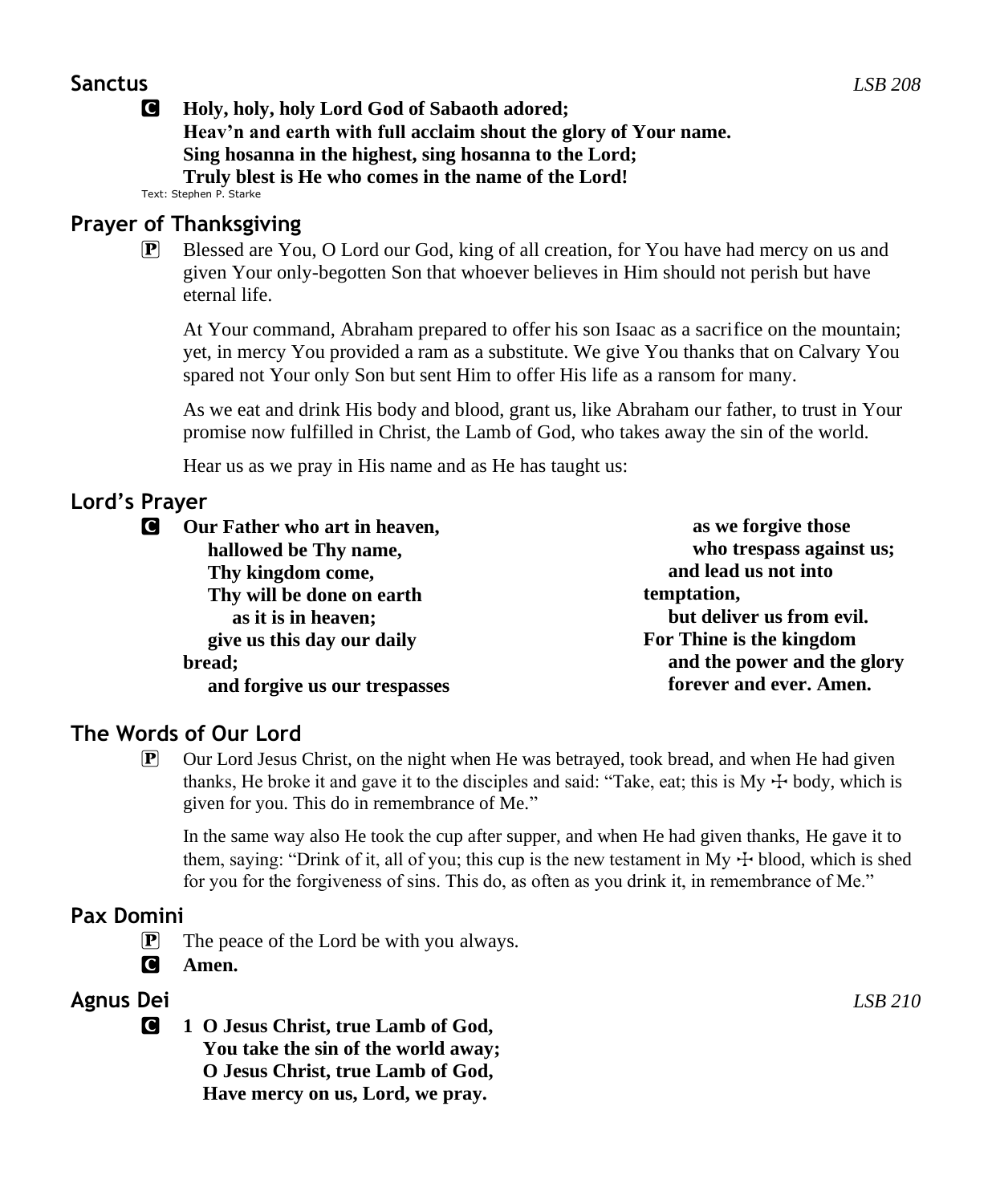## Sanctus

*LSB 208*

**C** **Holy, holy, holy Lord God of Sabaoth adored;**
**Heav'n and earth with full acclaim shout the glory of Your name.**
**Sing hosanna in the highest, sing hosanna to the Lord;**
**Truly blest is He who comes in the name of the Lord!**

Text: Stephen P. Starke

## Prayer of Thanksgiving

**P** Blessed are You, O Lord our God, king of all creation, for You have had mercy on us and given Your only-begotten Son that whoever believes in Him should not perish but have eternal life.

At Your command, Abraham prepared to offer his son Isaac as a sacrifice on the mountain; yet, in mercy You provided a ram as a substitute. We give You thanks that on Calvary You spared not Your only Son but sent Him to offer His life as a ransom for many.

As we eat and drink His body and blood, grant us, like Abraham our father, to trust in Your promise now fulfilled in Christ, the Lamb of God, who takes away the sin of the world.

Hear us as we pray in His name and as He has taught us:

## Lord's Prayer

**C** **Our Father who art in heaven,**
**hallowed be Thy name,**
**Thy kingdom come,**
**Thy will be done on earth**
**as it is in heaven;**
**give us this day our daily bread;**
**and forgive us our trespasses**
**as we forgive those**
**who trespass against us;**
**and lead us not into temptation,**
**but deliver us from evil.**
**For Thine is the kingdom**
**and the power and the glory**
**forever and ever. Amen.**

## The Words of Our Lord

**P** Our Lord Jesus Christ, on the night when He was betrayed, took bread, and when He had given thanks, He broke it and gave it to the disciples and said: "Take, eat; this is My ☩ body, which is given for you. This do in remembrance of Me."

In the same way also He took the cup after supper, and when He had given thanks, He gave it to them, saying: "Drink of it, all of you; this cup is the new testament in My ☩ blood, which is shed for you for the forgiveness of sins. This do, as often as you drink it, in remembrance of Me."

## Pax Domini

**P** The peace of the Lord be with you always.

**C** **Amen.**

## Agnus Dei

*LSB 210*

**C** **1 O Jesus Christ, true Lamb of God,**
**You take the sin of the world away;**
**O Jesus Christ, true Lamb of God,**
**Have mercy on us, Lord, we pray.**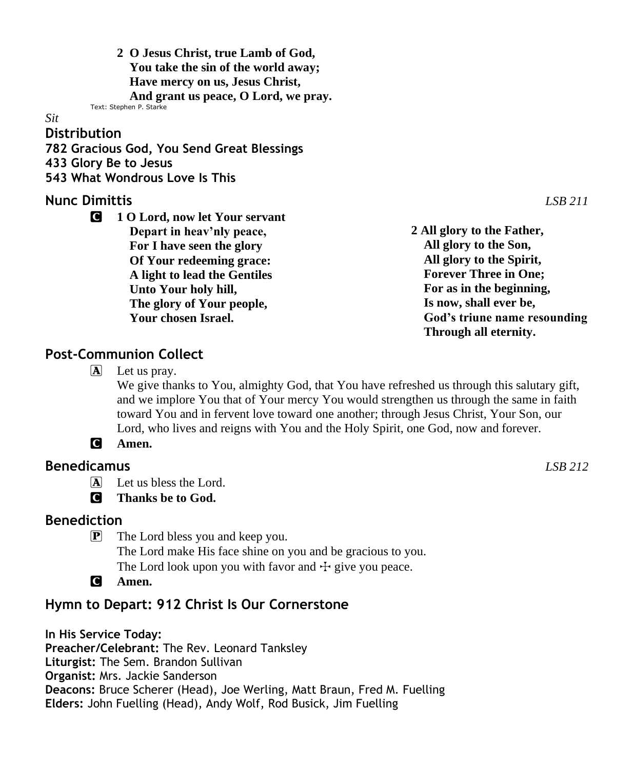**2 O Jesus Christ, true Lamb of God,**
**You take the sin of the world away;**
**Have mercy on us, Jesus Christ,**
**And grant us peace, O Lord, we pray.**

Text: Stephen P. Starke

*Sit*

## Distribution

**782 Gracious God, You Send Great Blessings**
**433 Glory Be to Jesus**
**543 What Wondrous Love Is This**

## Nunc Dimittis

*LSB 211*

C **1 O Lord, now let Your servant**
**Depart in heav'nly peace,**
**For I have seen the glory**
**Of Your redeeming grace:**
**A light to lead the Gentiles**
**Unto Your holy hill,**
**The glory of Your people,**
**Your chosen Israel.**

**2 All glory to the Father,**
**All glory to the Son,**
**All glory to the Spirit,**
**Forever Three in One;**
**For as in the beginning,**
**Is now, shall ever be,**
**God's triune name resounding**
**Through all eternity.**

## Post-Communion Collect

A Let us pray.
We give thanks to You, almighty God, that You have refreshed us through this salutary gift, and we implore You that of Your mercy You would strengthen us through the same in faith toward You and in fervent love toward one another; through Jesus Christ, Your Son, our Lord, who lives and reigns with You and the Holy Spirit, one God, now and forever.

C **Amen.**

## Benedicamus

*LSB 212*

A Let us bless the Lord.

C **Thanks be to God.**

## Benediction

P The Lord bless you and keep you.
The Lord make His face shine on you and be gracious to you.
The Lord look upon you with favor and ☩ give you peace.

C **Amen.**

## Hymn to Depart: 912 Christ Is Our Cornerstone

**In His Service Today:**
**Preacher/Celebrant:** The Rev. Leonard Tanksley
**Liturgist:** The Sem. Brandon Sullivan
**Organist:** Mrs. Jackie Sanderson
**Deacons:** Bruce Scherer (Head), Joe Werling, Matt Braun, Fred M. Fuelling
**Elders:** John Fuelling (Head), Andy Wolf, Rod Busick, Jim Fuelling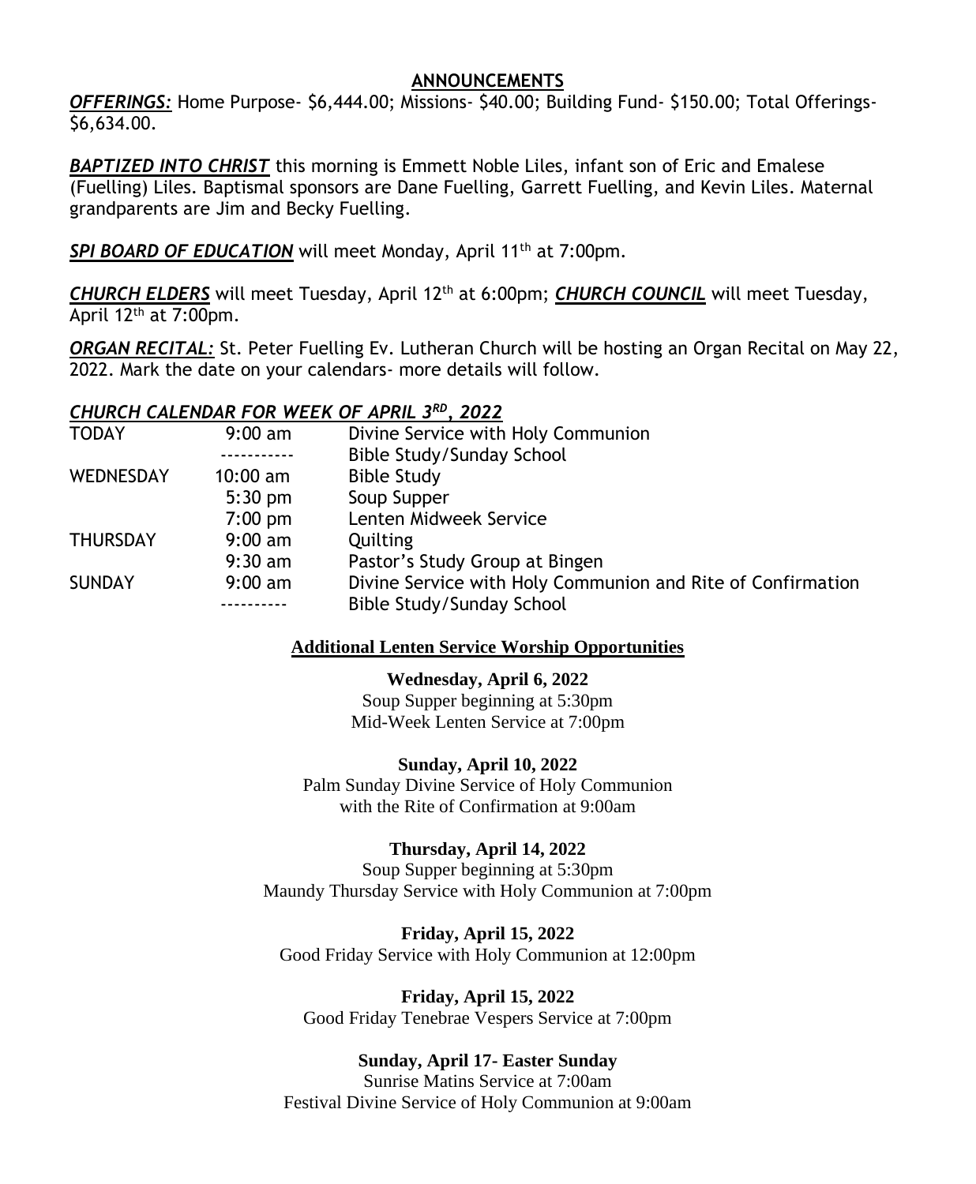## ANNOUNCEMENTS

***OFFERINGS:*** Home Purpose- $6,444.00; Missions- $40.00; Building Fund- $150.00; Total Offerings- $6,634.00.

***BAPTIZED INTO CHRIST*** this morning is Emmett Noble Liles, infant son of Eric and Emalese (Fuelling) Liles. Baptismal sponsors are Dane Fuelling, Garrett Fuelling, and Kevin Liles. Maternal grandparents are Jim and Becky Fuelling.

***SPI BOARD OF EDUCATION*** will meet Monday, April 11th at 7:00pm.

***CHURCH ELDERS*** will meet Tuesday, April 12th at 6:00pm; ***CHURCH COUNCIL*** will meet Tuesday, April 12th at 7:00pm.

***ORGAN RECITAL:*** St. Peter Fuelling Ev. Lutheran Church will be hosting an Organ Recital on May 22, 2022. Mark the date on your calendars- more details will follow.

***CHURCH CALENDAR FOR WEEK OF APRIL 3RD, 2022***

| | | |
|---|---|---|
| TODAY | 9:00 am | Divine Service with Holy Communion |
| | ----------- | Bible Study/Sunday School |
| WEDNESDAY | 10:00 am | Bible Study |
| | 5:30 pm | Soup Supper |
| | 7:00 pm | Lenten Midweek Service |
| THURSDAY | 9:00 am | Quilting |
| | 9:30 am | Pastor's Study Group at Bingen |
| SUNDAY | 9:00 am | Divine Service with Holy Communion and Rite of Confirmation |
| | ---------- | Bible Study/Sunday School |

## Additional Lenten Service Worship Opportunities

**Wednesday, April 6, 2022**
Soup Supper beginning at 5:30pm
Mid-Week Lenten Service at 7:00pm

**Sunday, April 10, 2022**
Palm Sunday Divine Service of Holy Communion
with the Rite of Confirmation at 9:00am

**Thursday, April 14, 2022**
Soup Supper beginning at 5:30pm
Maundy Thursday Service with Holy Communion at 7:00pm

**Friday, April 15, 2022**
Good Friday Service with Holy Communion at 12:00pm

**Friday, April 15, 2022**
Good Friday Tenebrae Vespers Service at 7:00pm

**Sunday, April 17- Easter Sunday**
Sunrise Matins Service at 7:00am
Festival Divine Service of Holy Communion at 9:00am